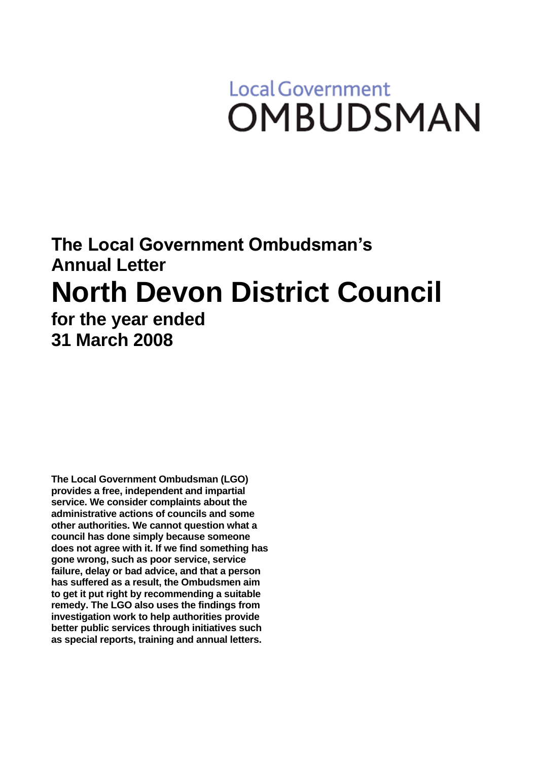Local Government
OMBUDSMAN

# The Local Government Ombudsman's Annual Letter

# North Devon District Council

## for the year ended 31 March 2008

**The Local Government Ombudsman (LGO) provides a free, independent and impartial service. We consider complaints about the administrative actions of councils and some other authorities. We cannot question what a council has done simply because someone does not agree with it. If we find something has gone wrong, such as poor service, service failure, delay or bad advice, and that a person has suffered as a result, the Ombudsmen aim to get it put right by recommending a suitable remedy. The LGO also uses the findings from investigation work to help authorities provide better public services through initiatives such as special reports, training and annual letters.**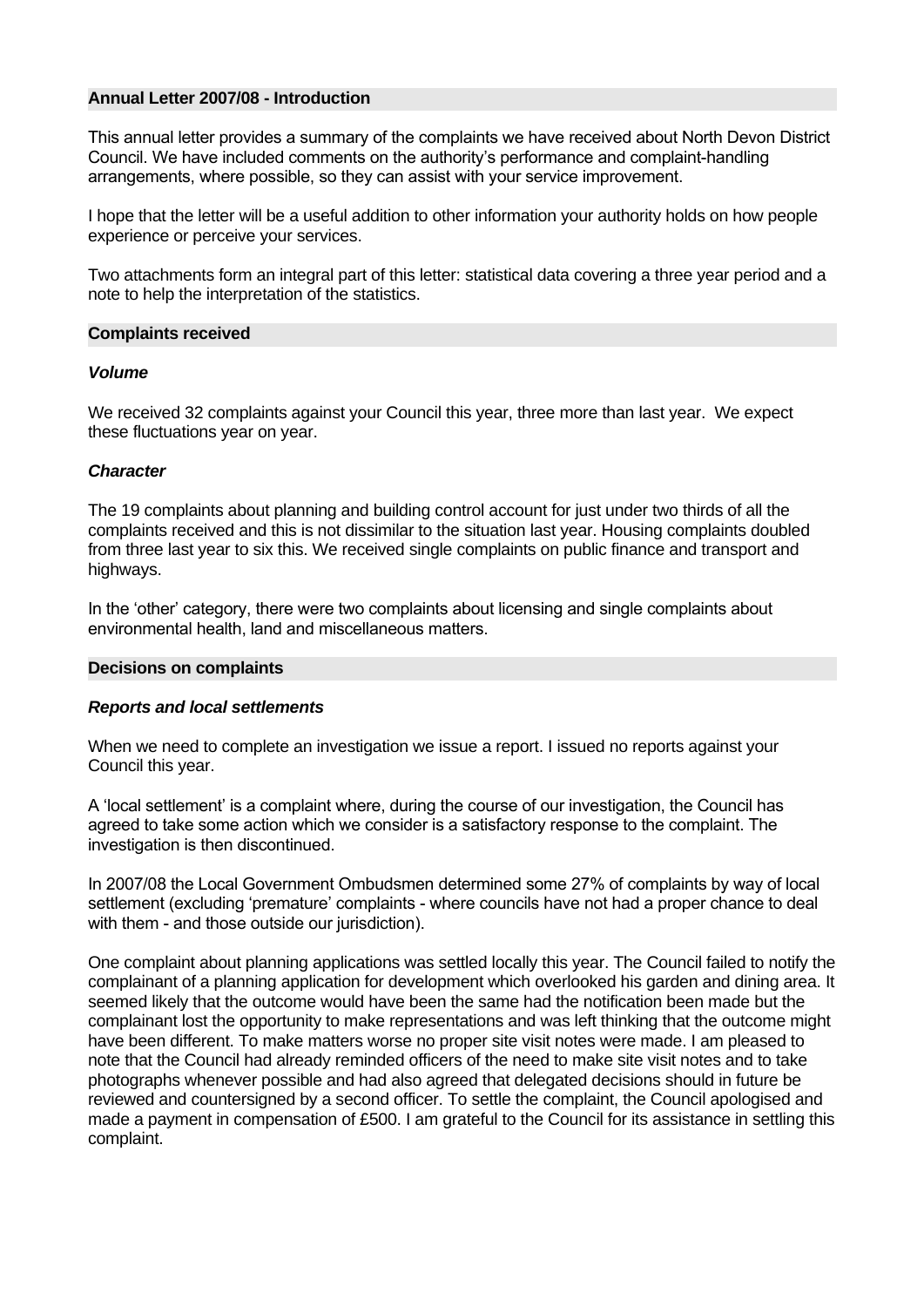## Annual Letter 2007/08 - Introduction

This annual letter provides a summary of the complaints we have received about North Devon District Council. We have included comments on the authority's performance and complaint-handling arrangements, where possible, so they can assist with your service improvement.

I hope that the letter will be a useful addition to other information your authority holds on how people experience or perceive your services.

Two attachments form an integral part of this letter: statistical data covering a three year period and a note to help the interpretation of the statistics.

## Complaints received

### *Volume*

We received 32 complaints against your Council this year, three more than last year. We expect these fluctuations year on year.

### *Character*

The 19 complaints about planning and building control account for just under two thirds of all the complaints received and this is not dissimilar to the situation last year. Housing complaints doubled from three last year to six this. We received single complaints on public finance and transport and highways.

In the 'other' category, there were two complaints about licensing and single complaints about environmental health, land and miscellaneous matters.

## Decisions on complaints

### *Reports and local settlements*

When we need to complete an investigation we issue a report. I issued no reports against your Council this year.

A 'local settlement' is a complaint where, during the course of our investigation, the Council has agreed to take some action which we consider is a satisfactory response to the complaint. The investigation is then discontinued.

In 2007/08 the Local Government Ombudsmen determined some 27% of complaints by way of local settlement (excluding 'premature' complaints - where councils have not had a proper chance to deal with them - and those outside our jurisdiction).

One complaint about planning applications was settled locally this year. The Council failed to notify the complainant of a planning application for development which overlooked his garden and dining area. It seemed likely that the outcome would have been the same had the notification been made but the complainant lost the opportunity to make representations and was left thinking that the outcome might have been different. To make matters worse no proper site visit notes were made. I am pleased to note that the Council had already reminded officers of the need to make site visit notes and to take photographs whenever possible and had also agreed that delegated decisions should in future be reviewed and countersigned by a second officer. To settle the complaint, the Council apologised and made a payment in compensation of £500. I am grateful to the Council for its assistance in settling this complaint.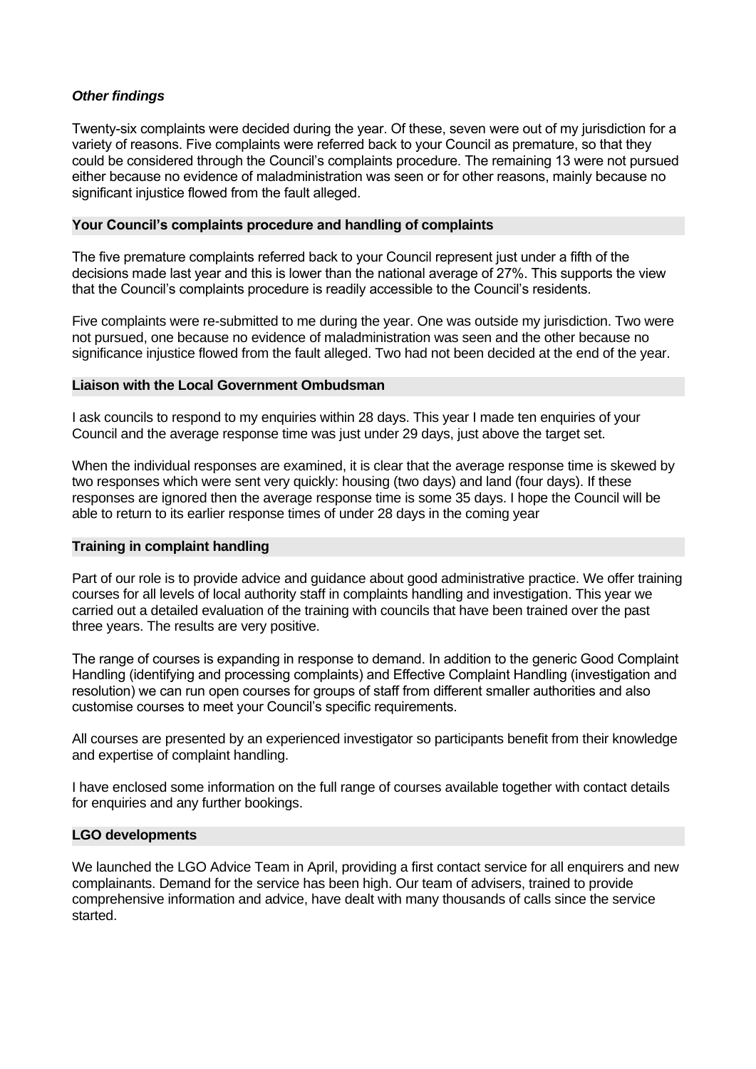*Other findings*

Twenty-six complaints were decided during the year. Of these, seven were out of my jurisdiction for a variety of reasons. Five complaints were referred back to your Council as premature, so that they could be considered through the Council's complaints procedure. The remaining 13 were not pursued either because no evidence of maladministration was seen or for other reasons, mainly because no significant injustice flowed from the fault alleged.

## Your Council's complaints procedure and handling of complaints

The five premature complaints referred back to your Council represent just under a fifth of the decisions made last year and this is lower than the national average of 27%. This supports the view that the Council's complaints procedure is readily accessible to the Council's residents.

Five complaints were re-submitted to me during the year. One was outside my jurisdiction. Two were not pursued, one because no evidence of maladministration was seen and the other because no significance injustice flowed from the fault alleged. Two had not been decided at the end of the year.

## Liaison with the Local Government Ombudsman

I ask councils to respond to my enquiries within 28 days. This year I made ten enquiries of your Council and the average response time was just under 29 days, just above the target set.

When the individual responses are examined, it is clear that the average response time is skewed by two responses which were sent very quickly: housing (two days) and land (four days). If these responses are ignored then the average response time is some 35 days. I hope the Council will be able to return to its earlier response times of under 28 days in the coming year

## Training in complaint handling

Part of our role is to provide advice and guidance about good administrative practice. We offer training courses for all levels of local authority staff in complaints handling and investigation. This year we carried out a detailed evaluation of the training with councils that have been trained over the past three years. The results are very positive.

The range of courses is expanding in response to demand. In addition to the generic Good Complaint Handling (identifying and processing complaints) and Effective Complaint Handling (investigation and resolution) we can run open courses for groups of staff from different smaller authorities and also customise courses to meet your Council's specific requirements.

All courses are presented by an experienced investigator so participants benefit from their knowledge and expertise of complaint handling.

I have enclosed some information on the full range of courses available together with contact details for enquiries and any further bookings.

## LGO developments

We launched the LGO Advice Team in April, providing a first contact service for all enquirers and new complainants. Demand for the service has been high. Our team of advisers, trained to provide comprehensive information and advice, have dealt with many thousands of calls since the service started.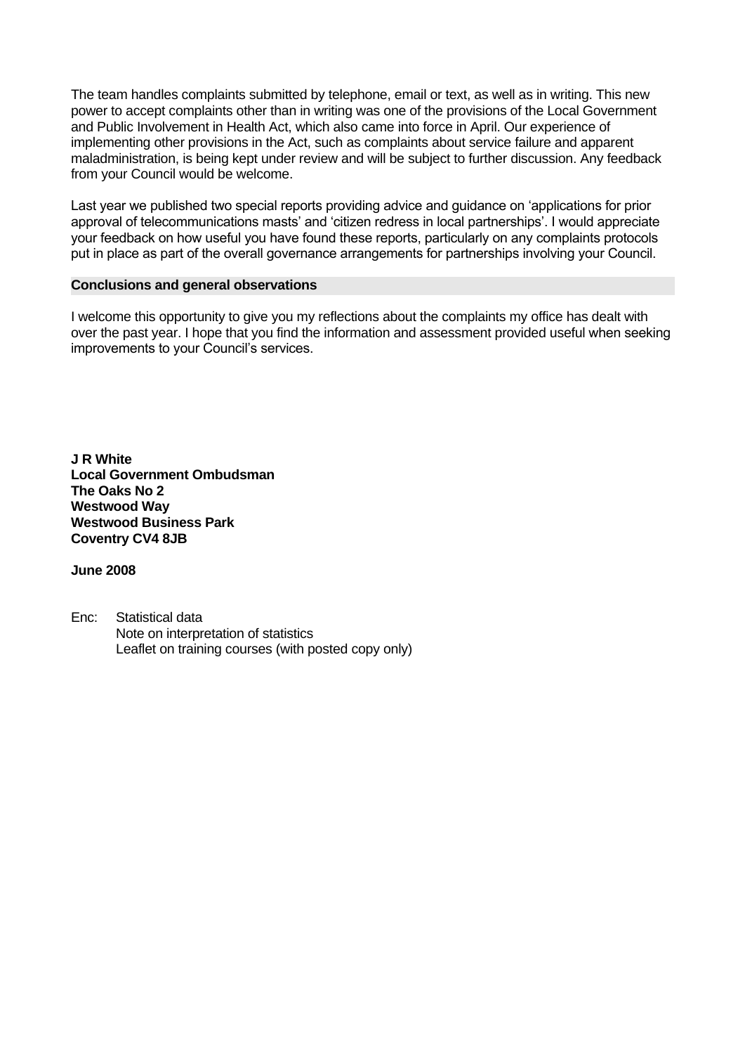The team handles complaints submitted by telephone, email or text, as well as in writing. This new power to accept complaints other than in writing was one of the provisions of the Local Government and Public Involvement in Health Act, which also came into force in April. Our experience of implementing other provisions in the Act, such as complaints about service failure and apparent maladministration, is being kept under review and will be subject to further discussion. Any feedback from your Council would be welcome.

Last year we published two special reports providing advice and guidance on 'applications for prior approval of telecommunications masts' and 'citizen redress in local partnerships'. I would appreciate your feedback on how useful you have found these reports, particularly on any complaints protocols put in place as part of the overall governance arrangements for partnerships involving your Council.

## Conclusions and general observations

I welcome this opportunity to give you my reflections about the complaints my office has dealt with over the past year. I hope that you find the information and assessment provided useful when seeking improvements to your Council's services.

**J R White**
**Local Government Ombudsman**
**The Oaks No 2**
**Westwood Way**
**Westwood Business Park**
**Coventry CV4 8JB**

**June 2008**

Enc: Statistical data
Note on interpretation of statistics
Leaflet on training courses (with posted copy only)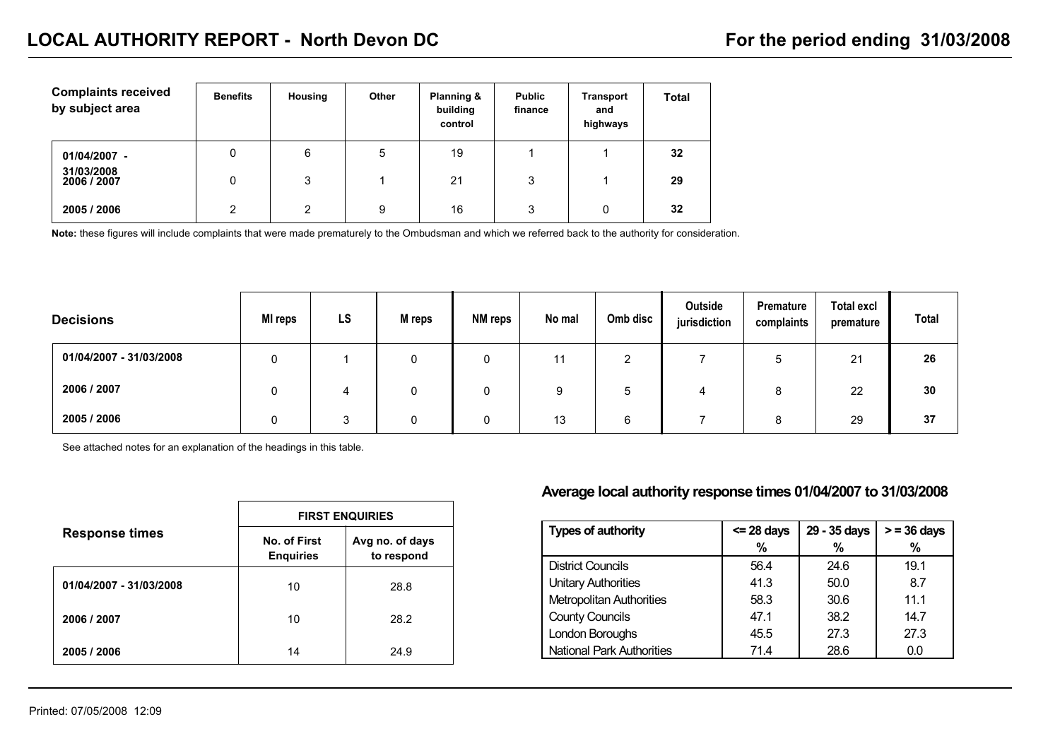# LOCAL AUTHORITY REPORT - North Devon DC

**For the period ending 31/03/2008**

| Complaints received by subject area | Benefits | Housing | Other | Planning & building control | Public finance | Transport and highways | Total |
|---|---|---|---|---|---|---|---|
| 01/04/2007 - 31/03/2008 | 0 | 6 | 5 | 19 | 1 | 1 | **32** |
| 2006 / 2007 | 0 | 3 | 1 | 21 | 3 | 1 | **29** |
| 2005 / 2006 | 2 | 2 | 9 | 16 | 3 | 0 | **32** |

**Note:** these figures will include complaints that were made prematurely to the Ombudsman and which we referred back to the authority for consideration.

| Decisions | MI reps | LS | M reps | NM reps | No mal | Omb disc | Outside jurisdiction | Premature complaints | Total excl premature | Total |
|---|---|---|---|---|---|---|---|---|---|---|
| 01/04/2007 - 31/03/2008 | 0 | 1 | 0 | 0 | 11 | 2 | 7 | 5 | 21 | **26** |
| 2006 / 2007 | 0 | 4 | 0 | 0 | 9 | 5 | 4 | 8 | 22 | **30** |
| 2005 / 2006 | 0 | 3 | 0 | 0 | 13 | 6 | 7 | 8 | 29 | **37** |

See attached notes for an explanation of the headings in this table.

| Response times | FIRST ENQUIRIES | |
|---|---|---|
| | No. of First Enquiries | Avg no. of days to respond |
| 01/04/2007 - 31/03/2008 | 10 | 28.8 |
| 2006 / 2007 | 10 | 28.2 |
| 2005 / 2006 | 14 | 24.9 |

## Average local authority response times 01/04/2007 to 31/03/2008

| Types of authority | <= 28 days % | 29 - 35 days % | > = 36 days % |
|---|---|---|---|
| District Councils | 56.4 | 24.6 | 19.1 |
| Unitary Authorities | 41.3 | 50.0 | 8.7 |
| Metropolitan Authorities | 58.3 | 30.6 | 11.1 |
| County Councils | 47.1 | 38.2 | 14.7 |
| London Boroughs | 45.5 | 27.3 | 27.3 |
| National Park Authorities | 71.4 | 28.6 | 0.0 |

Printed: 07/05/2008 12:09